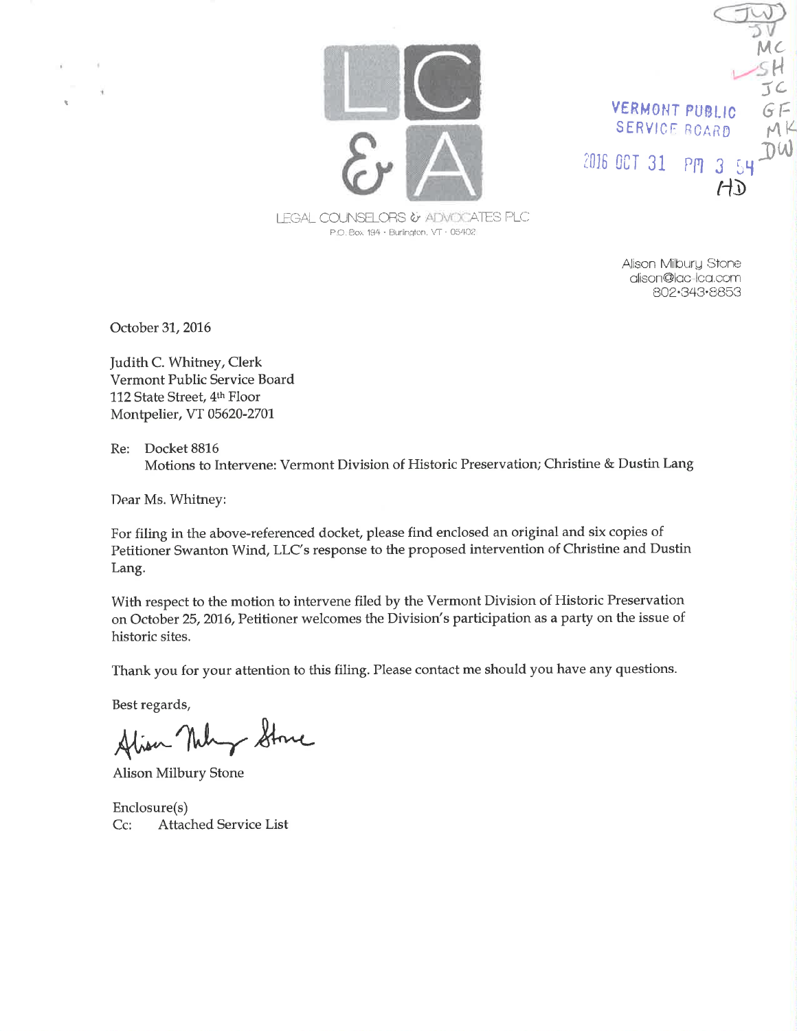LC & A

LEGAL COUNSELORS & ADVOCATES PLC
P.O. Box 194 · Burlington, VT · 05402

VERMONT PUBLIC SERVICE BOARD
2016 OCT 31 PM 3 54

Alison Milbury Stone
alison@lac-lca.com
802·343·8853

October 31, 2016

Judith C. Whitney, Clerk
Vermont Public Service Board
112 State Street, 4th Floor
Montpelier, VT 05620-2701

Re: Docket 8816
Motions to Intervene: Vermont Division of Historic Preservation; Christine & Dustin Lang

Dear Ms. Whitney:

For filing in the above-referenced docket, please find enclosed an original and six copies of Petitioner Swanton Wind, LLC's response to the proposed intervention of Christine and Dustin Lang.

With respect to the motion to intervene filed by the Vermont Division of Historic Preservation on October 25, 2016, Petitioner welcomes the Division's participation as a party on the issue of historic sites.

Thank you for your attention to this filing. Please contact me should you have any questions.

Best regards,

Alison Milbury Stone

Enclosure(s)
Cc: Attached Service List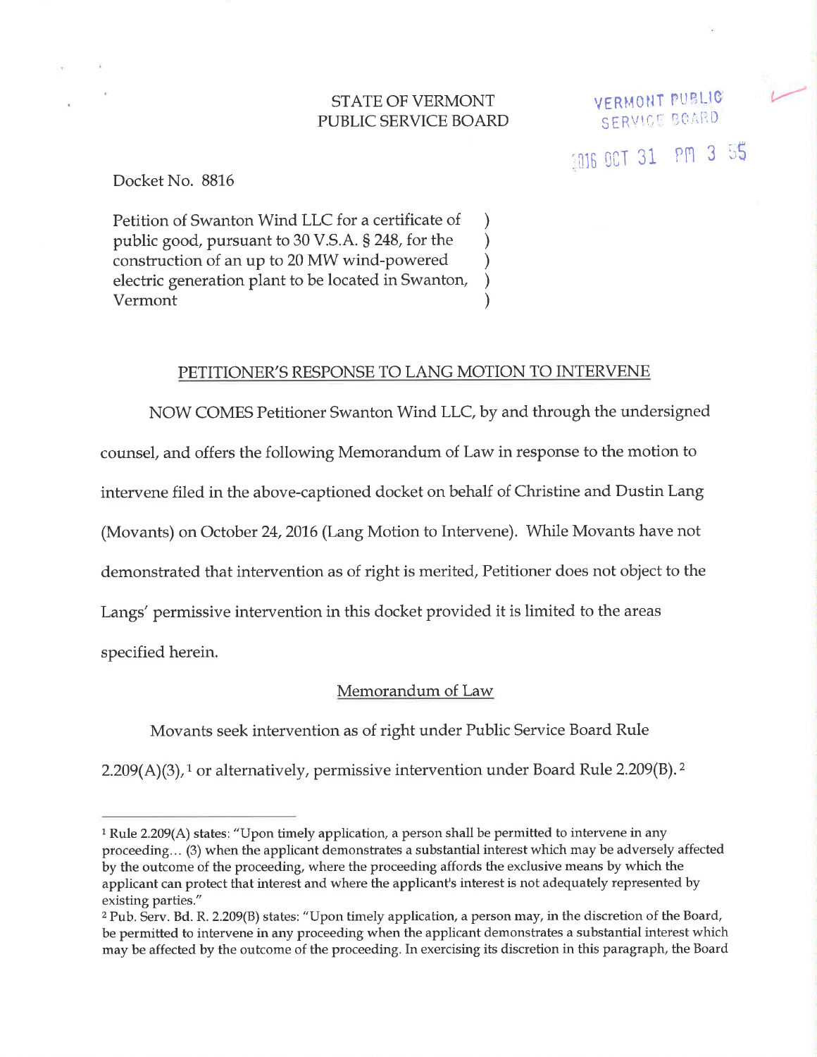STATE OF VERMONT
PUBLIC SERVICE BOARD

VERMONT PUBLIC SERVICE BOARD

2016 OCT 31 PM 3 55

Docket No. 8816

Petition of Swanton Wind LLC for a certificate of public good, pursuant to 30 V.S.A. § 248, for the construction of an up to 20 MW wind-powered electric generation plant to be located in Swanton, Vermont

## PETITIONER'S RESPONSE TO LANG MOTION TO INTERVENE

NOW COMES Petitioner Swanton Wind LLC, by and through the undersigned counsel, and offers the following Memorandum of Law in response to the motion to intervene filed in the above-captioned docket on behalf of Christine and Dustin Lang (Movants) on October 24, 2016 (Lang Motion to Intervene). While Movants have not demonstrated that intervention as of right is merited, Petitioner does not object to the Langs' permissive intervention in this docket provided it is limited to the areas specified herein.

### Memorandum of Law

Movants seek intervention as of right under Public Service Board Rule 2.209(A)(3),[1] or alternatively, permissive intervention under Board Rule 2.209(B).[2]

---

[1] Rule 2.209(A) states: "Upon timely application, a person shall be permitted to intervene in any proceeding… (3) when the applicant demonstrates a substantial interest which may be adversely affected by the outcome of the proceeding, where the proceeding affords the exclusive means by which the applicant can protect that interest and where the applicant's interest is not adequately represented by existing parties."

[2] Pub. Serv. Bd. R. 2.209(B) states: "Upon timely application, a person may, in the discretion of the Board, be permitted to intervene in any proceeding when the applicant demonstrates a substantial interest which may be affected by the outcome of the proceeding. In exercising its discretion in this paragraph, the Board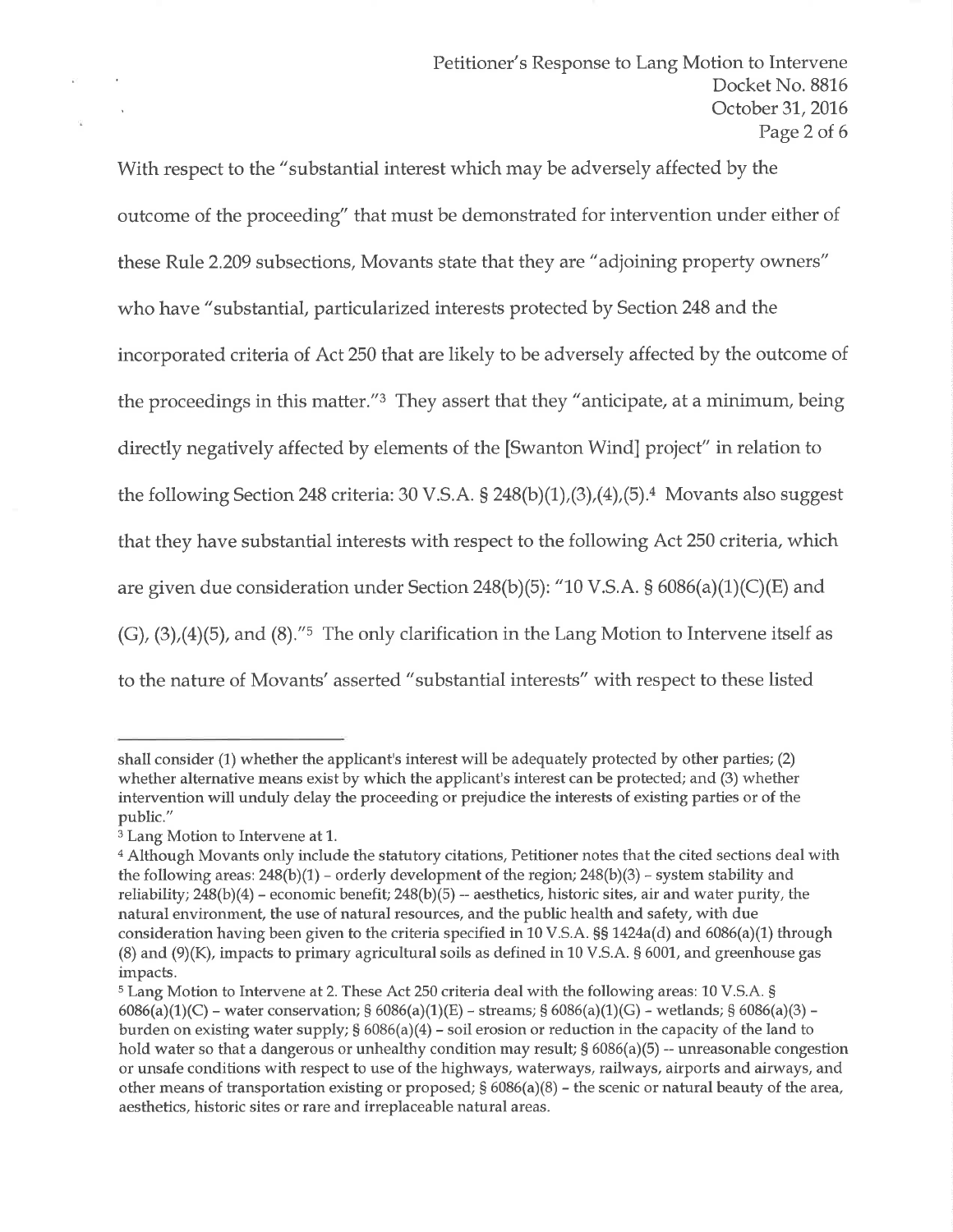With respect to the "substantial interest which may be adversely affected by the outcome of the proceeding" that must be demonstrated for intervention under either of these Rule 2.209 subsections, Movants state that they are "adjoining property owners" who have "substantial, particularized interests protected by Section 248 and the incorporated criteria of Act 250 that are likely to be adversely affected by the outcome of the proceedings in this matter."[3] They assert that they "anticipate, at a minimum, being directly negatively affected by elements of the [Swanton Wind] project" in relation to the following Section 248 criteria: 30 V.S.A. § 248(b)(1),(3),(4),(5).[4] Movants also suggest that they have substantial interests with respect to the following Act 250 criteria, which are given due consideration under Section 248(b)(5): "10 V.S.A. § 6086(a)(1)(C)(E) and (G), (3),(4)(5), and (8)."[5] The only clarification in the Lang Motion to Intervene itself as to the nature of Movants' asserted "substantial interests" with respect to these listed

---

shall consider (1) whether the applicant's interest will be adequately protected by other parties; (2) whether alternative means exist by which the applicant's interest can be protected; and (3) whether intervention will unduly delay the proceeding or prejudice the interests of existing parties or of the public."

[3] Lang Motion to Intervene at 1.

[4] Although Movants only include the statutory citations, Petitioner notes that the cited sections deal with the following areas: 248(b)(1) – orderly development of the region; 248(b)(3) – system stability and reliability; 248(b)(4) – economic benefit; 248(b)(5) -- aesthetics, historic sites, air and water purity, the natural environment, the use of natural resources, and the public health and safety, with due consideration having been given to the criteria specified in 10 V.S.A. §§ 1424a(d) and 6086(a)(1) through (8) and (9)(K), impacts to primary agricultural soils as defined in 10 V.S.A. § 6001, and greenhouse gas impacts.

[5] Lang Motion to Intervene at 2. These Act 250 criteria deal with the following areas: 10 V.S.A. § 6086(a)(1)(C) – water conservation; § 6086(a)(1)(E) – streams; § 6086(a)(1)(G) – wetlands; § 6086(a)(3) – burden on existing water supply; § 6086(a)(4) – soil erosion or reduction in the capacity of the land to hold water so that a dangerous or unhealthy condition may result; § 6086(a)(5) -- unreasonable congestion or unsafe conditions with respect to use of the highways, waterways, railways, airports and airways, and other means of transportation existing or proposed; § 6086(a)(8) – the scenic or natural beauty of the area, aesthetics, historic sites or rare and irreplaceable natural areas.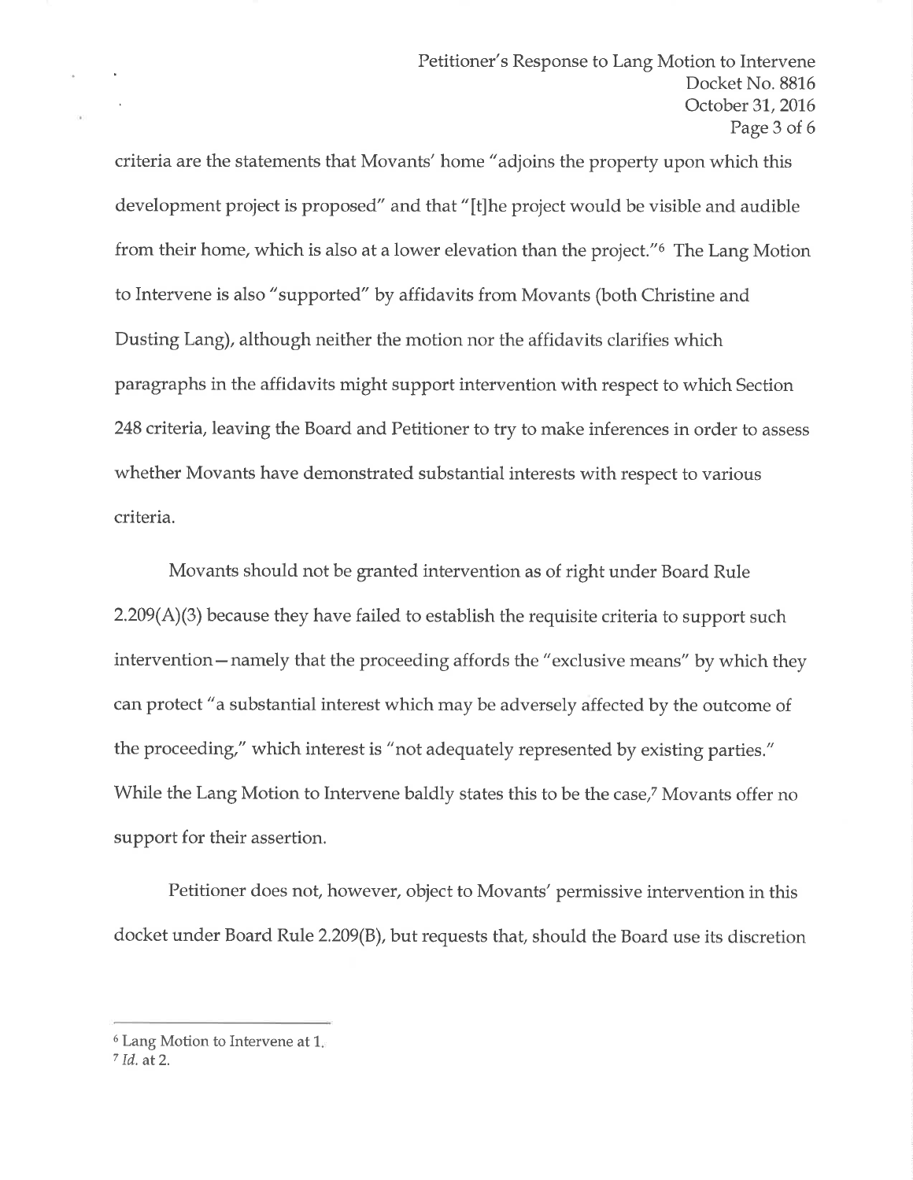criteria are the statements that Movants' home "adjoins the property upon which this development project is proposed" and that "[t]he project would be visible and audible from their home, which is also at a lower elevation than the project."[6] The Lang Motion to Intervene is also "supported" by affidavits from Movants (both Christine and Dusting Lang), although neither the motion nor the affidavits clarifies which paragraphs in the affidavits might support intervention with respect to which Section 248 criteria, leaving the Board and Petitioner to try to make inferences in order to assess whether Movants have demonstrated substantial interests with respect to various criteria.

Movants should not be granted intervention as of right under Board Rule 2.209(A)(3) because they have failed to establish the requisite criteria to support such intervention—namely that the proceeding affords the "exclusive means" by which they can protect "a substantial interest which may be adversely affected by the outcome of the proceeding," which interest is "not adequately represented by existing parties." While the Lang Motion to Intervene baldly states this to be the case,[7] Movants offer no support for their assertion.

Petitioner does not, however, object to Movants' permissive intervention in this docket under Board Rule 2.209(B), but requests that, should the Board use its discretion

---

[6] Lang Motion to Intervene at 1.

[7] *Id.* at 2.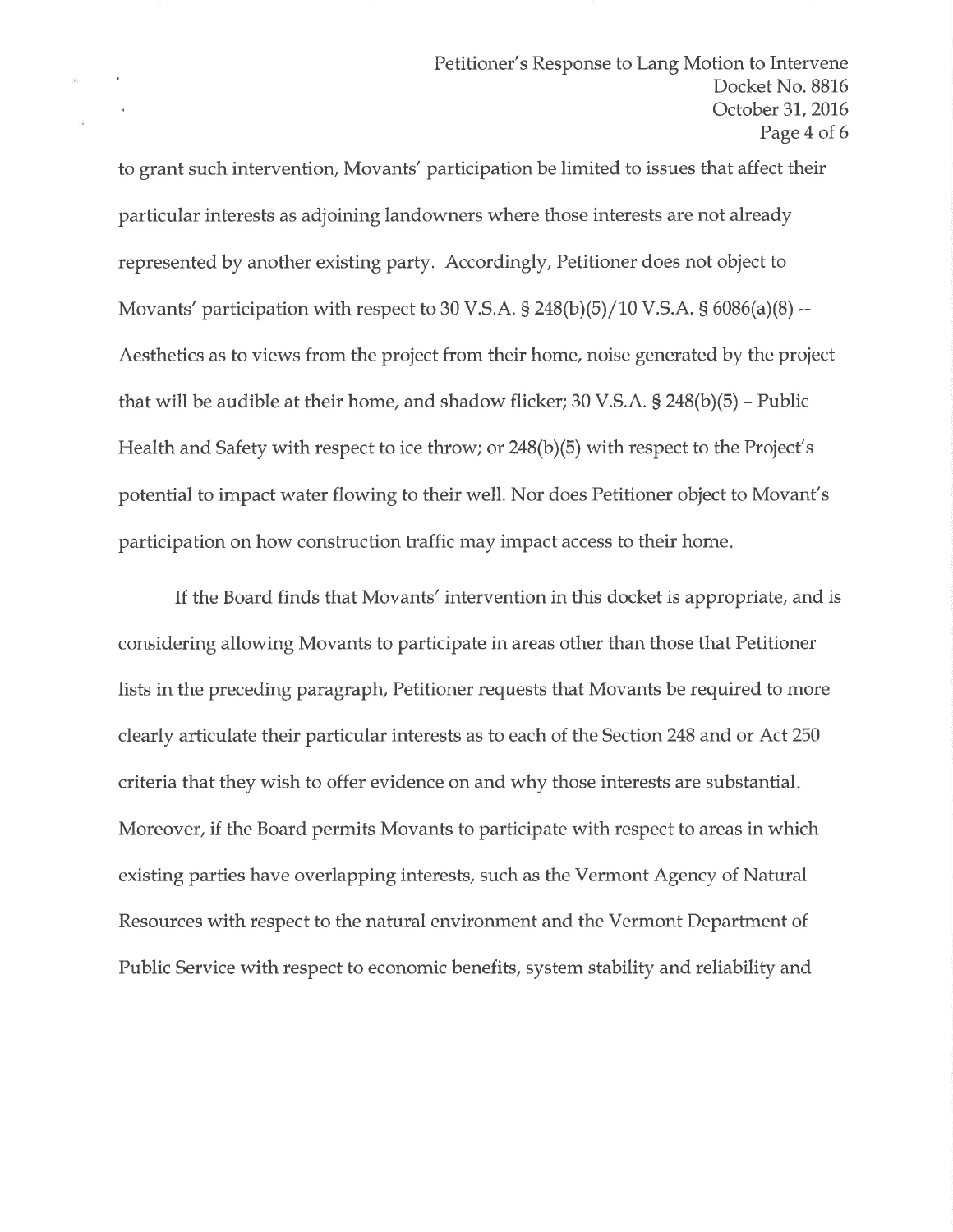to grant such intervention, Movants' participation be limited to issues that affect their particular interests as adjoining landowners where those interests are not already represented by another existing party. Accordingly, Petitioner does not object to Movants' participation with respect to 30 V.S.A. § 248(b)(5)/10 V.S.A. § 6086(a)(8) -- Aesthetics as to views from the project from their home, noise generated by the project that will be audible at their home, and shadow flicker; 30 V.S.A. § 248(b)(5) – Public Health and Safety with respect to ice throw; or 248(b)(5) with respect to the Project's potential to impact water flowing to their well. Nor does Petitioner object to Movant's participation on how construction traffic may impact access to their home.

If the Board finds that Movants' intervention in this docket is appropriate, and is considering allowing Movants to participate in areas other than those that Petitioner lists in the preceding paragraph, Petitioner requests that Movants be required to more clearly articulate their particular interests as to each of the Section 248 and or Act 250 criteria that they wish to offer evidence on and why those interests are substantial. Moreover, if the Board permits Movants to participate with respect to areas in which existing parties have overlapping interests, such as the Vermont Agency of Natural Resources with respect to the natural environment and the Vermont Department of Public Service with respect to economic benefits, system stability and reliability and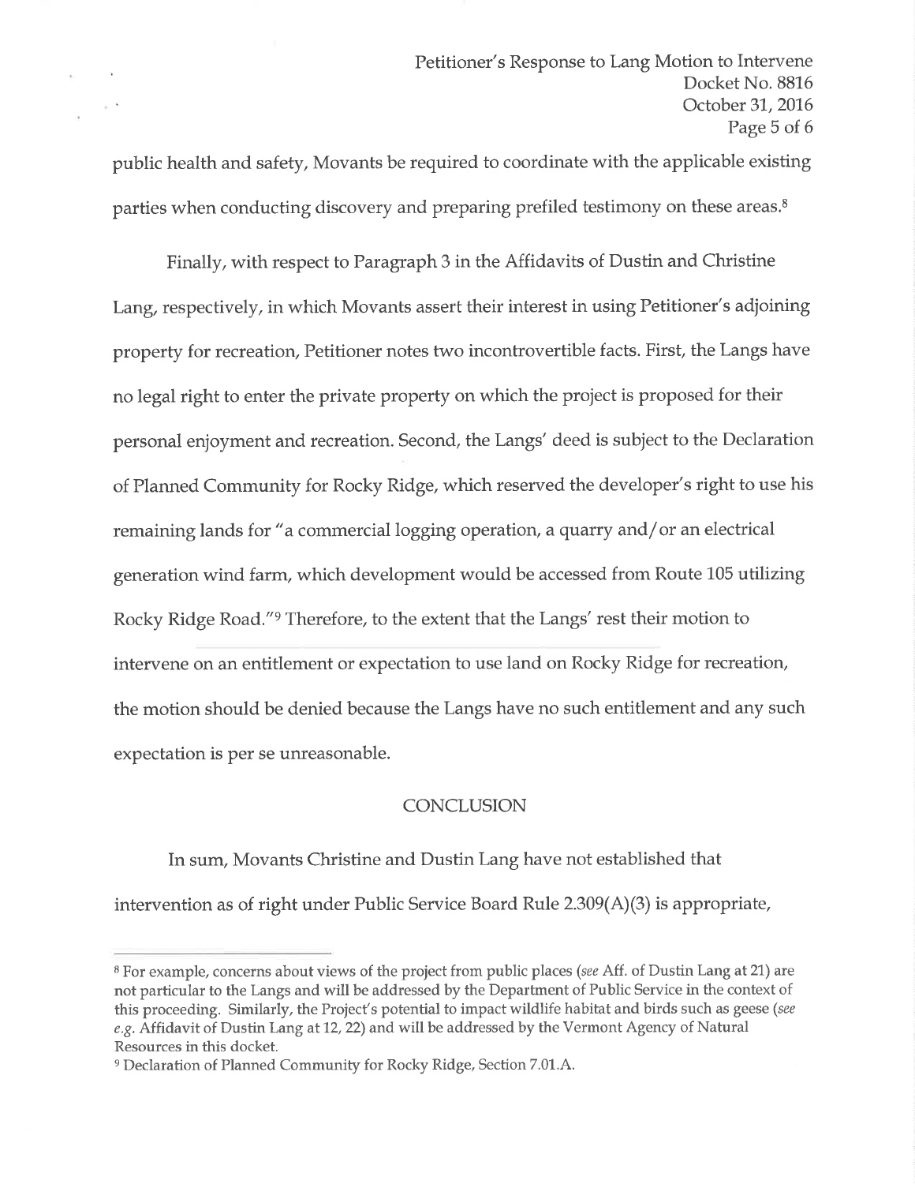public health and safety, Movants be required to coordinate with the applicable existing parties when conducting discovery and preparing prefiled testimony on these areas.[8]

Finally, with respect to Paragraph 3 in the Affidavits of Dustin and Christine Lang, respectively, in which Movants assert their interest in using Petitioner's adjoining property for recreation, Petitioner notes two incontrovertible facts. First, the Langs have no legal right to enter the private property on which the project is proposed for their personal enjoyment and recreation. Second, the Langs' deed is subject to the Declaration of Planned Community for Rocky Ridge, which reserved the developer's right to use his remaining lands for "a commercial logging operation, a quarry and/or an electrical generation wind farm, which development would be accessed from Route 105 utilizing Rocky Ridge Road."[9] Therefore, to the extent that the Langs' rest their motion to intervene on an entitlement or expectation to use land on Rocky Ridge for recreation, the motion should be denied because the Langs have no such entitlement and any such expectation is per se unreasonable.

## CONCLUSION

In sum, Movants Christine and Dustin Lang have not established that intervention as of right under Public Service Board Rule 2.309(A)(3) is appropriate,

---

[8] For example, concerns about views of the project from public places (*see* Aff. of Dustin Lang at 21) are not particular to the Langs and will be addressed by the Department of Public Service in the context of this proceeding. Similarly, the Project's potential to impact wildlife habitat and birds such as geese (*see e.g.* Affidavit of Dustin Lang at 12, 22) and will be addressed by the Vermont Agency of Natural Resources in this docket.

[9] Declaration of Planned Community for Rocky Ridge, Section 7.01.A.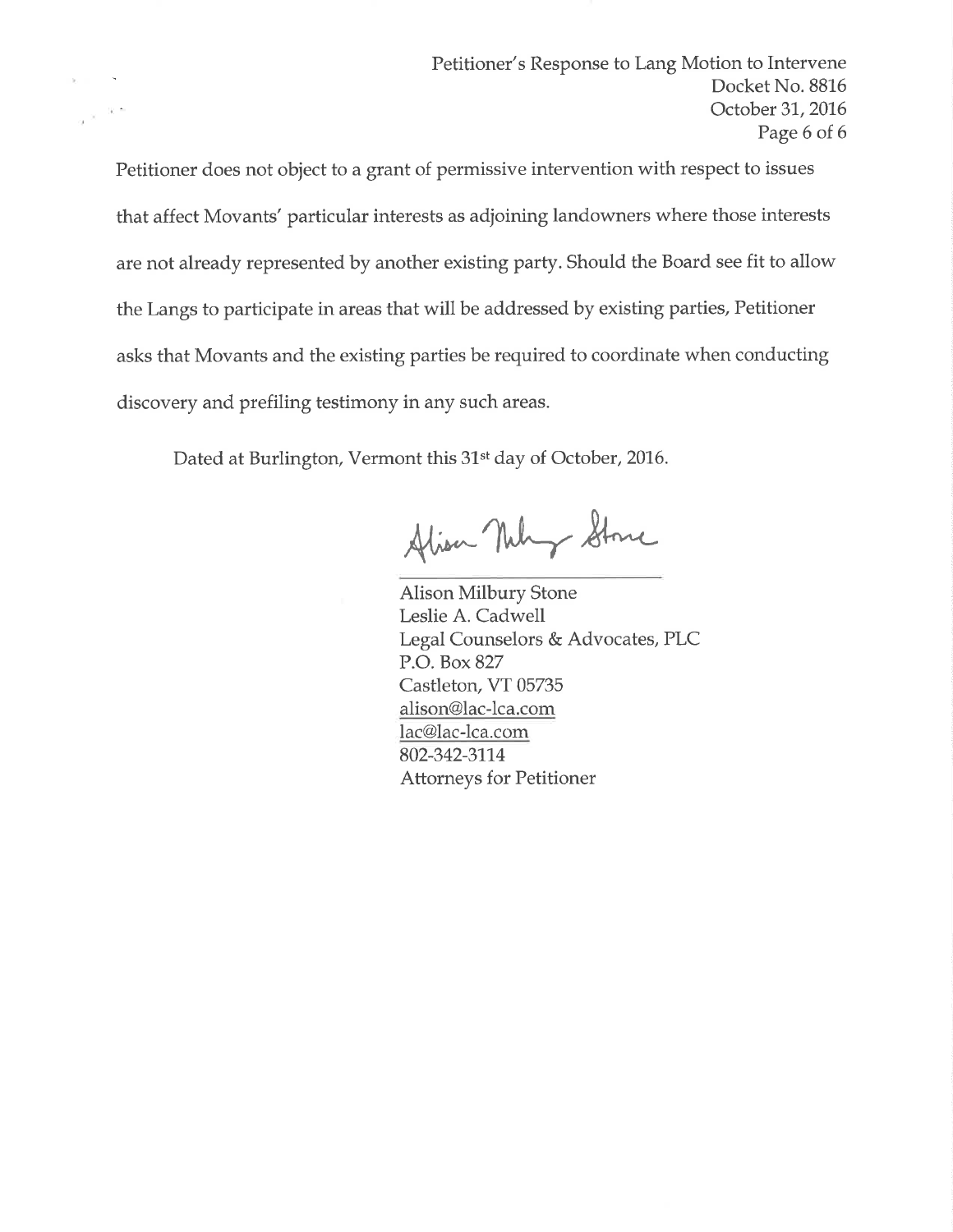Petitioner does not object to a grant of permissive intervention with respect to issues that affect Movants' particular interests as adjoining landowners where those interests are not already represented by another existing party. Should the Board see fit to allow the Langs to participate in areas that will be addressed by existing parties, Petitioner asks that Movants and the existing parties be required to coordinate when conducting discovery and prefiling testimony in any such areas.

Dated at Burlington, Vermont this 31st day of October, 2016.

Alison Milbury Stone
Leslie A. Cadwell
Legal Counselors & Advocates, PLC
P.O. Box 827
Castleton, VT 05735
alison@lac-lca.com
lac@lac-lca.com
802-342-3114
Attorneys for Petitioner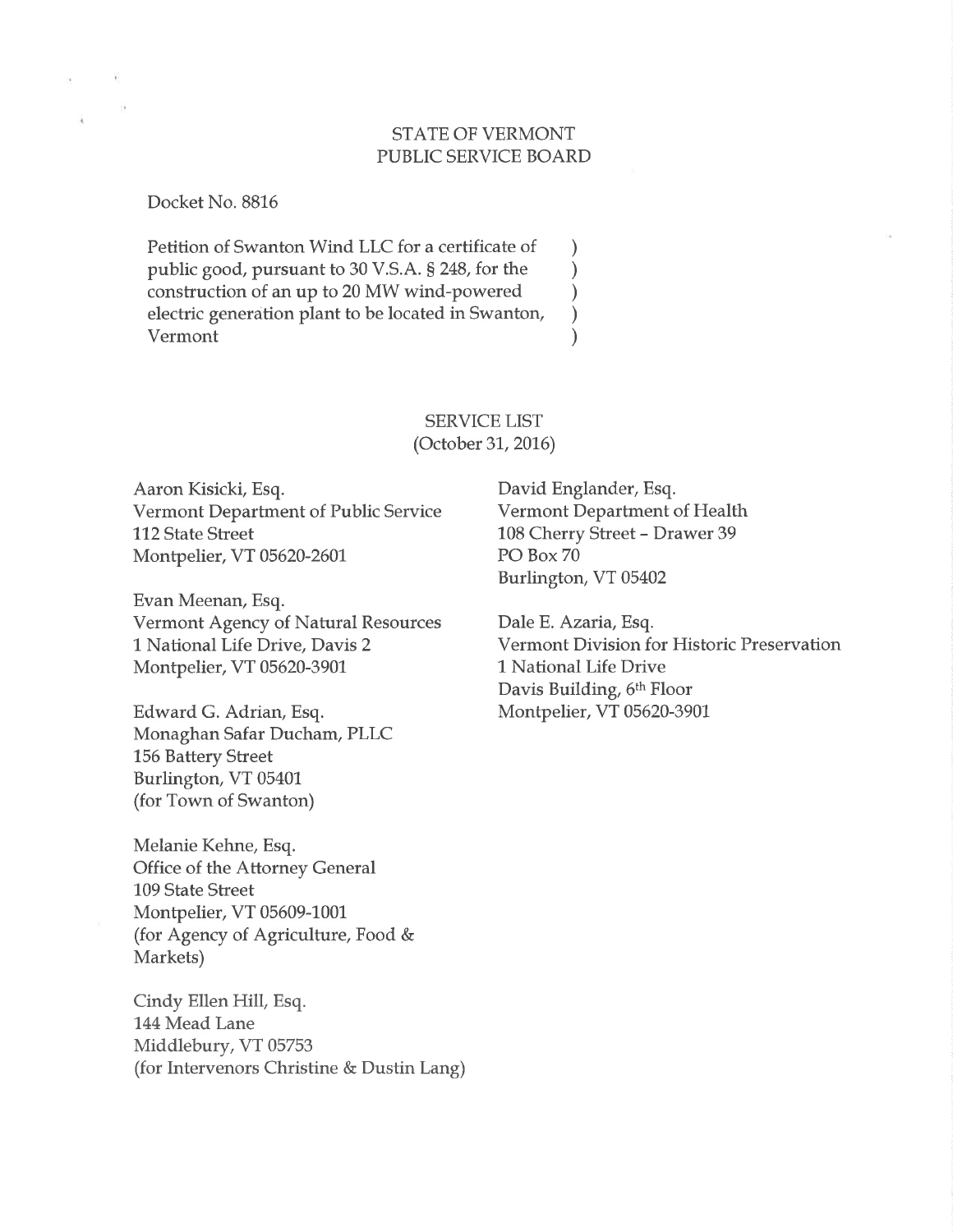STATE OF VERMONT
PUBLIC SERVICE BOARD

Docket No. 8816

Petition of Swanton Wind LLC for a certificate of public good, pursuant to 30 V.S.A. § 248, for the construction of an up to 20 MW wind-powered electric generation plant to be located in Swanton, Vermont

SERVICE LIST
(October 31, 2016)

Aaron Kisicki, Esq.
Vermont Department of Public Service
112 State Street
Montpelier, VT 05620-2601

Evan Meenan, Esq.
Vermont Agency of Natural Resources
1 National Life Drive, Davis 2
Montpelier, VT 05620-3901

Edward G. Adrian, Esq.
Monaghan Safar Ducham, PLLC
156 Battery Street
Burlington, VT 05401
(for Town of Swanton)

Melanie Kehne, Esq.
Office of the Attorney General
109 State Street
Montpelier, VT 05609-1001
(for Agency of Agriculture, Food & Markets)

Cindy Ellen Hill, Esq.
144 Mead Lane
Middlebury, VT 05753
(for Intervenors Christine & Dustin Lang)

David Englander, Esq.
Vermont Department of Health
108 Cherry Street – Drawer 39
PO Box 70
Burlington, VT 05402

Dale E. Azaria, Esq.
Vermont Division for Historic Preservation
1 National Life Drive
Davis Building, 6th Floor
Montpelier, VT 05620-3901